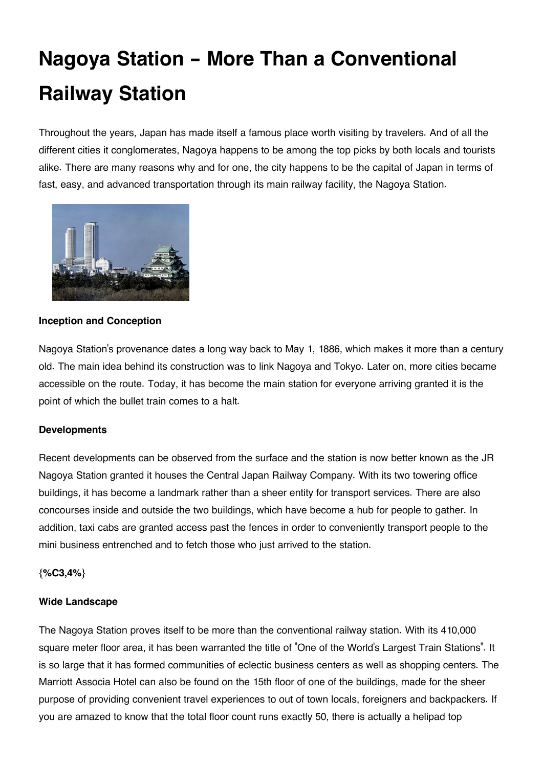# Nagoya Station – More Than a Conventional Railway Station

Throughout the years, Japan has made itself a famous place worth visiting by travelers. And of all the different cities it conglomerates, Nagoya happens to be among the top picks by both locals and tourists alike. There are many reasons why and for one, the city happens to be the capital of Japan in terms of fast, easy, and advanced transportation through its main railway facility, the Nagoya Station.

**Inception and Conception**

Nagoya Station's provenance dates a long way back to May 1, 1886, which makes it more than a century old. The main idea behind its construction was to link Nagoya and Tokyo. Later on, more cities became accessible on the route. Today, it has become the main station for everyone arriving granted it is the point of which the bullet train comes to a halt.

**Developments**

Recent developments can be observed from the surface and the station is now better known as the JR Nagoya Station granted it houses the Central Japan Railway Company. With its two towering office buildings, it has become a landmark rather than a sheer entity for transport services. There are also concourses inside and outside the two buildings, which have become a hub for people to gather. In addition, taxi cabs are granted access past the fences in order to conveniently transport people to the mini business entrenched and to fetch those who just arrived to the station.

**{%C3,4%}**

**Wide Landscape**

The Nagoya Station proves itself to be more than the conventional railway station. With its 410,000 square meter floor area, it has been warranted the title of "One of the World's Largest Train Stations". It is so large that it has formed communities of eclectic business centers as well as shopping centers. The Marriott Associa Hotel can also be found on the 15th floor of one of the buildings, made for the sheer purpose of providing convenient travel experiences to out of town locals, foreigners and backpackers. If you are amazed to know that the total floor count runs exactly 50, there is actually a helipad top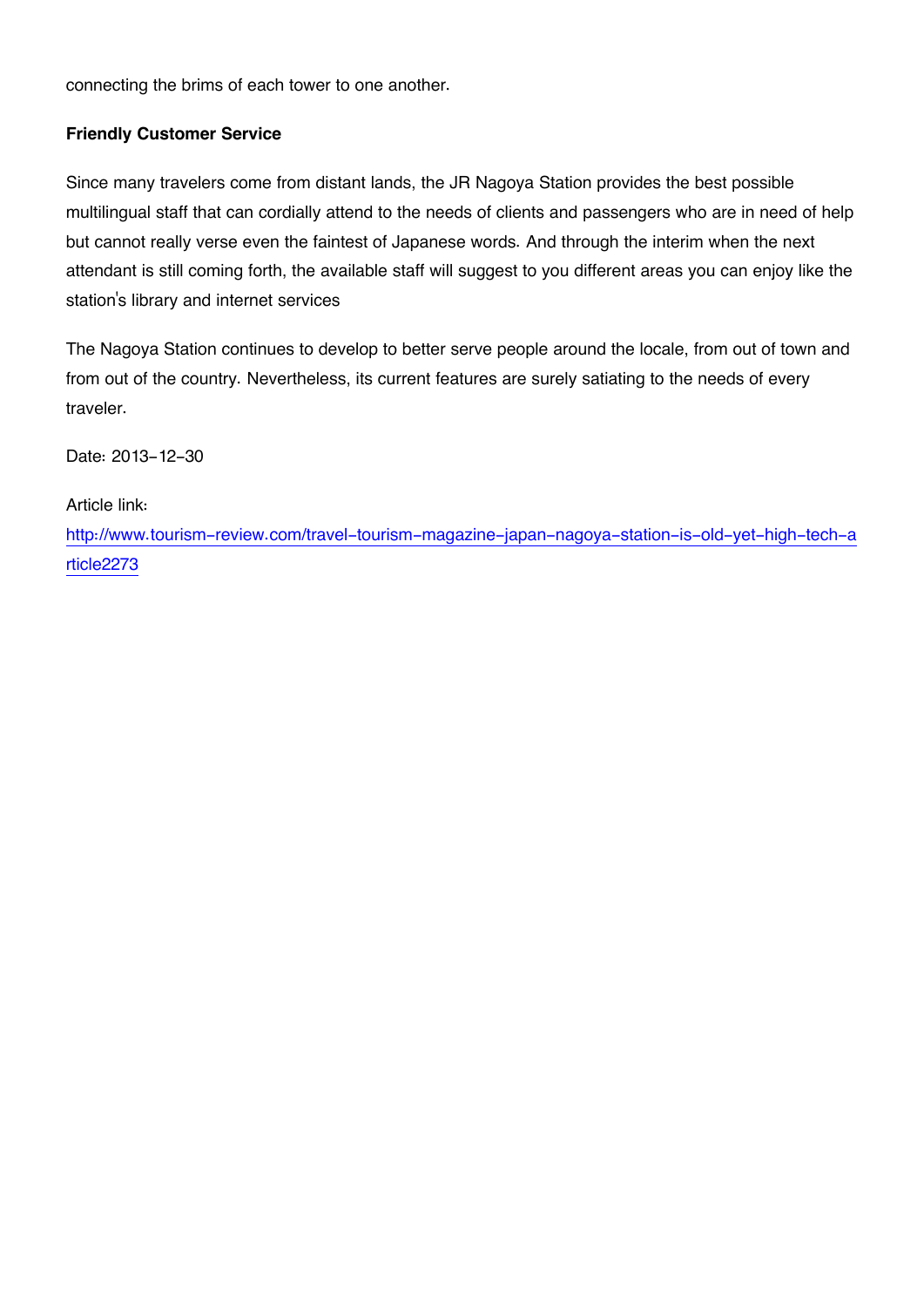connecting the brims of each tower to one another.

**Friendly Customer Service**

Since many travelers come from distant lands, the JR Nagoya Station provides the best possible multilingual staff that can cordially attend to the needs of clients and passengers who are in need of help but cannot really verse even the faintest of Japanese words. And through the interim when the next attendant is still coming forth, the available staff will suggest to you different areas you can enjoy like the station's library and internet services

The Nagoya Station continues to develop to better serve people around the locale, from out of town and from out of the country. Nevertheless, its current features are surely satiating to the needs of every traveler.

Date: 2013-12-30

Article link: [http://www.tourism-review.com/travel-tourism-magazine-japan-nagoya-station-is-old-yet-high-tech-article2273](http://www.tourism-review.com/travel-tourism-magazine-japan-nagoya-station-is-old-yet-high-tech-article2273)